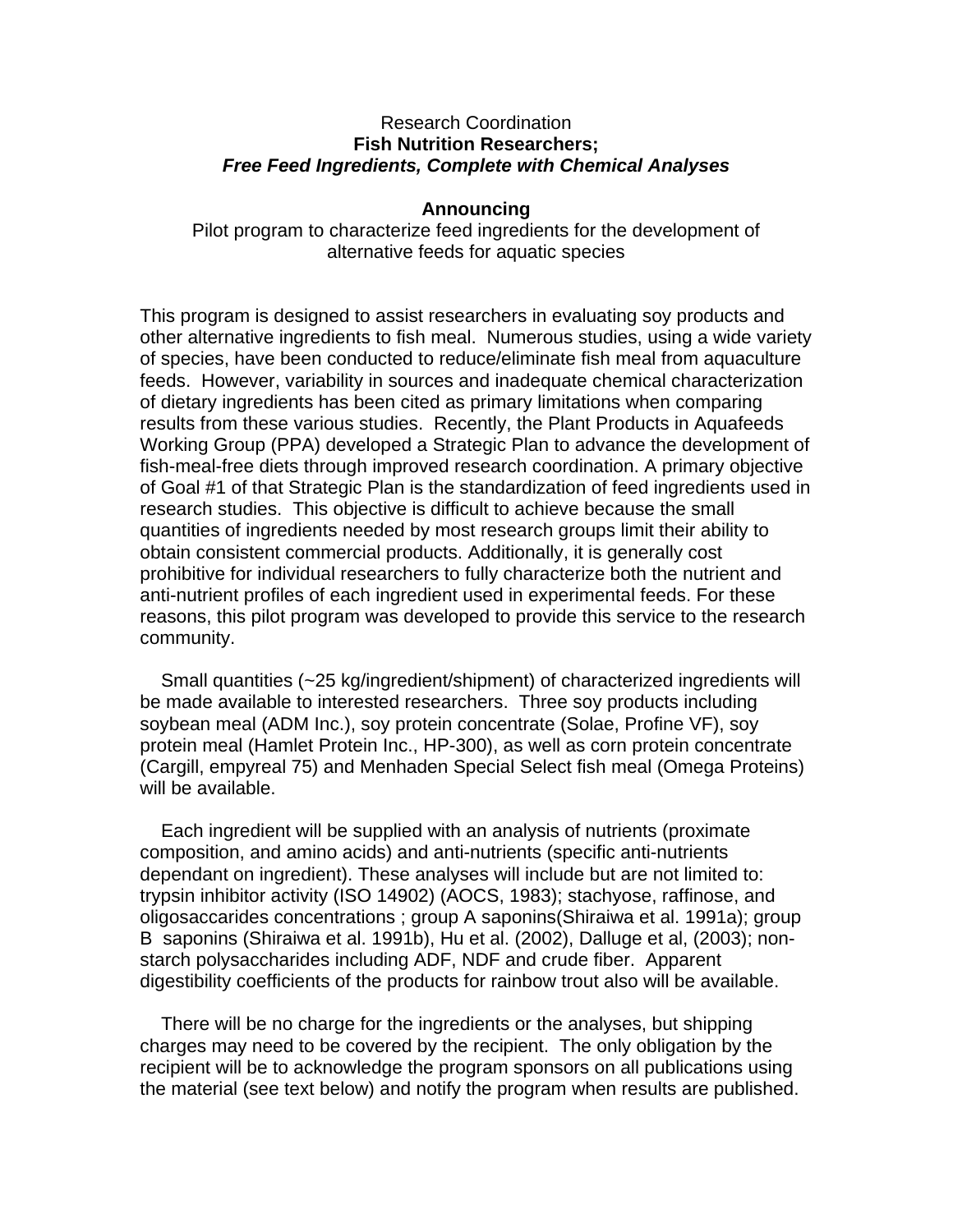Research Coordination

**Fish Nutrition Researchers;**

***Free Feed Ingredients, Complete with Chemical Analyses***

**Announcing**

Pilot program to characterize feed ingredients for the development of alternative feeds for aquatic species

This program is designed to assist researchers in evaluating soy products and other alternative ingredients to fish meal. Numerous studies, using a wide variety of species, have been conducted to reduce/eliminate fish meal from aquaculture feeds. However, variability in sources and inadequate chemical characterization of dietary ingredients has been cited as primary limitations when comparing results from these various studies. Recently, the Plant Products in Aquafeeds Working Group (PPA) developed a Strategic Plan to advance the development of fish-meal-free diets through improved research coordination. A primary objective of Goal #1 of that Strategic Plan is the standardization of feed ingredients used in research studies. This objective is difficult to achieve because the small quantities of ingredients needed by most research groups limit their ability to obtain consistent commercial products. Additionally, it is generally cost prohibitive for individual researchers to fully characterize both the nutrient and anti-nutrient profiles of each ingredient used in experimental feeds. For these reasons, this pilot program was developed to provide this service to the research community.

Small quantities (~25 kg/ingredient/shipment) of characterized ingredients will be made available to interested researchers. Three soy products including soybean meal (ADM Inc.), soy protein concentrate (Solae, Profine VF), soy protein meal (Hamlet Protein Inc., HP-300), as well as corn protein concentrate (Cargill, empyreal 75) and Menhaden Special Select fish meal (Omega Proteins) will be available.

Each ingredient will be supplied with an analysis of nutrients (proximate composition, and amino acids) and anti-nutrients (specific anti-nutrients dependant on ingredient). These analyses will include but are not limited to: trypsin inhibitor activity (ISO 14902) (AOCS, 1983); stachyose, raffinose, and oligosaccarides concentrations ; group A saponins(Shiraiwa et al. 1991a); group B saponins (Shiraiwa et al. 1991b), Hu et al. (2002), Dalluge et al, (2003); non-starch polysaccharides including ADF, NDF and crude fiber. Apparent digestibility coefficients of the products for rainbow trout also will be available.

There will be no charge for the ingredients or the analyses, but shipping charges may need to be covered by the recipient. The only obligation by the recipient will be to acknowledge the program sponsors on all publications using the material (see text below) and notify the program when results are published.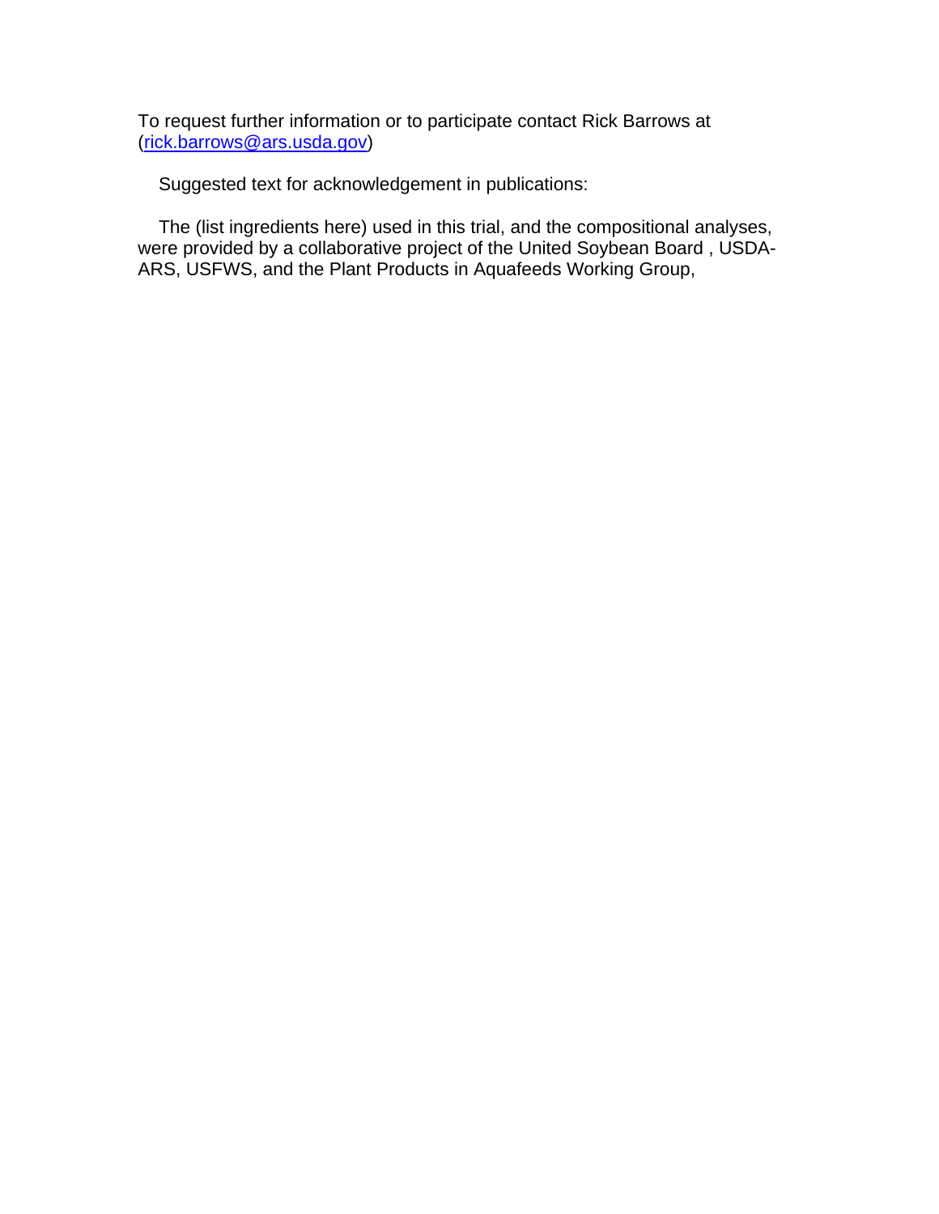To request further information or to participate contact Rick Barrows at (rick.barrows@ars.usda.gov)

Suggested text for acknowledgement in publications:

The (list ingredients here) used in this trial, and the compositional analyses, were provided by a collaborative project of the United Soybean Board , USDA-ARS, USFWS, and the Plant Products in Aquafeeds Working Group,